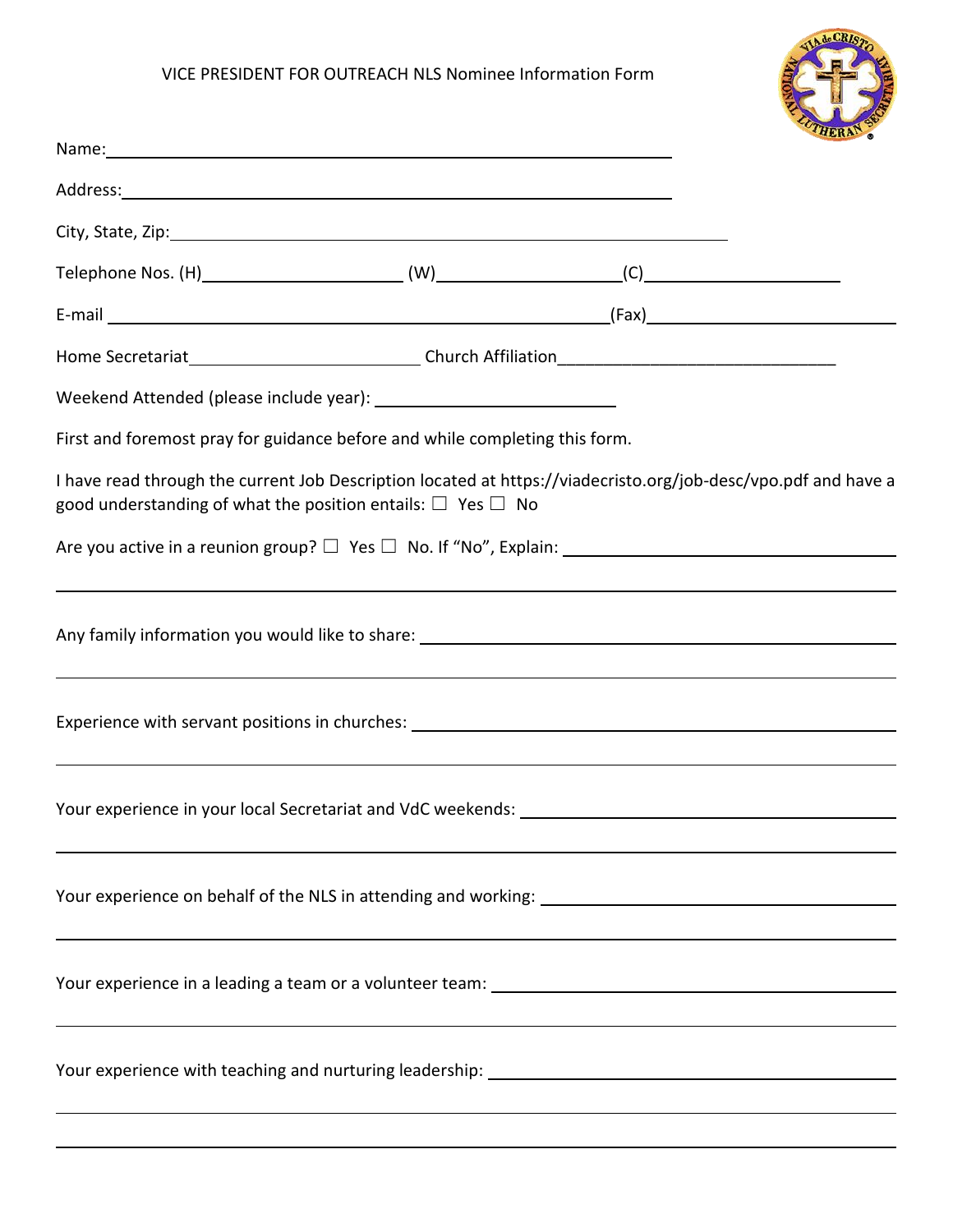# VICE PRESIDENT FOR OUTREACH NLS Nominee Information Form

Name: ____________________________________________

Address: ____________________________________________

City, State, Zip: ____________________________________________

Telephone Nos. (H) ____________________ (W) ____________________ (C) ____________________

E-mail ____________________________________________ (Fax) ____________________

Home Secretariat ____________________ Church Affiliation ____________________

Weekend Attended (please include year): ____________________

First and foremost pray for guidance before and while completing this form.

I have read through the current Job Description located at https://viadecristo.org/job-desc/vpo.pdf and have a good understanding of what the position entails: ☐ Yes ☐ No

Are you active in a reunion group? ☐ Yes ☐ No. If "No", Explain: ____________________

____________________________________________

Any family information you would like to share: ____________________

____________________________________________

Experience with servant positions in churches: ____________________

____________________________________________

Your experience in your local Secretariat and VdC weekends: ____________________

____________________________________________

Your experience on behalf of the NLS in attending and working: ____________________

____________________________________________

Your experience in a leading a team or a volunteer team: ____________________

____________________________________________

Your experience with teaching and nurturing leadership: ____________________

____________________________________________

____________________________________________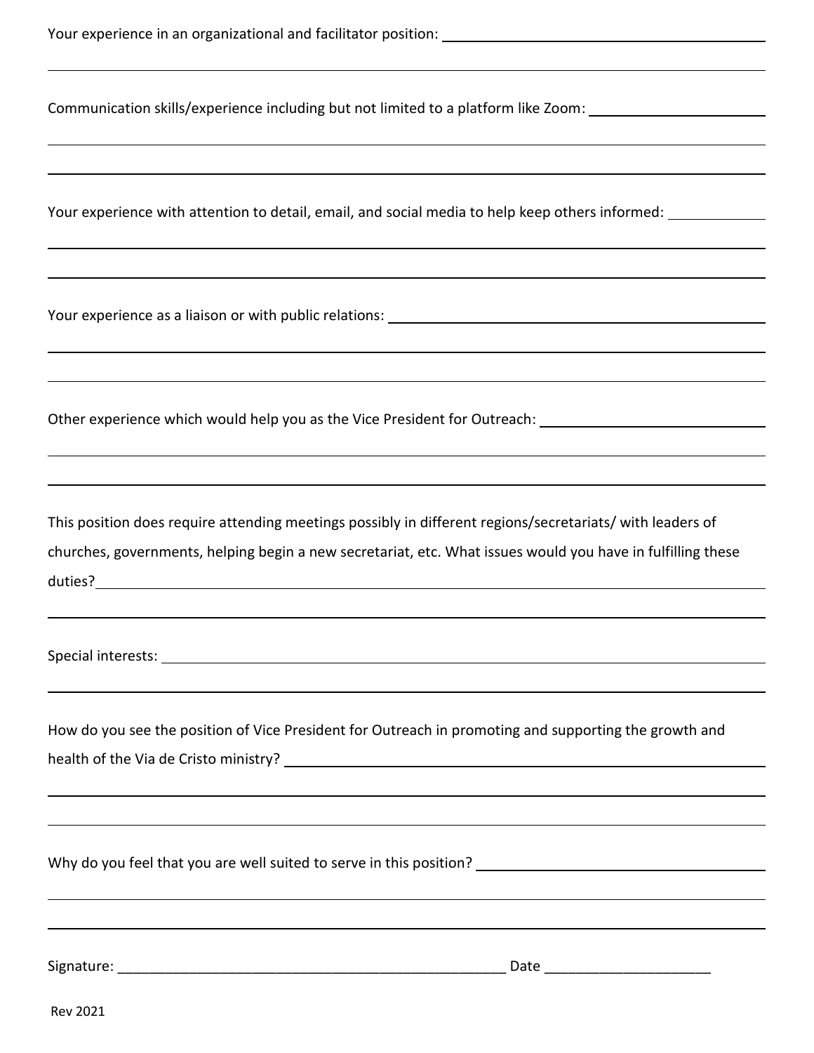Your experience in an organizational and facilitator position: 

Communication skills/experience including but not limited to a platform like Zoom: 

Your experience with attention to detail, email, and social media to help keep others informed: 

Your experience as a liaison or with public relations: 

Other experience which would help you as the Vice President for Outreach: 

This position does require attending meetings possibly in different regions/secretariats/ with leaders of churches, governments, helping begin a new secretariat, etc. What issues would you have in fulfilling these duties?

Special interests: 

How do you see the position of Vice President for Outreach in promoting and supporting the growth and health of the Via de Cristo ministry? 

Why do you feel that you are well suited to serve in this position? 

Signature: ________________________________________________ Date ____________________

Rev 2021